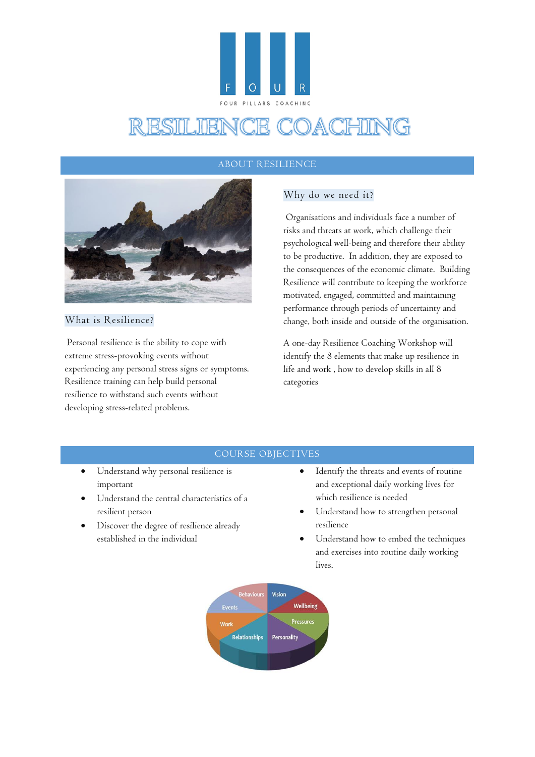FOUR PILLARS COACHING

# RESILIENCE COACHING

## ABOUT RESILIENCE

### What is Resilience?

Personal resilience is the ability to cope with extreme stress-provoking events without experiencing any personal stress signs or symptoms. Resilience training can help build personal resilience to withstand such events without developing stress-related problems.

### Why do we need it?

Organisations and individuals face a number of risks and threats at work, which challenge their psychological well-being and therefore their ability to be productive. In addition, they are exposed to the consequences of the economic climate. Building Resilience will contribute to keeping the workforce motivated, engaged, committed and maintaining performance through periods of uncertainty and change, both inside and outside of the organisation.

A one-day Resilience Coaching Workshop will identify the 8 elements that make up resilience in life and work , how to develop skills in all 8 categories

## COURSE OBJECTIVES

- Understand why personal resilience is important
- Understand the central characteristics of a resilient person
- Discover the degree of resilience already established in the individual
- Identify the threats and events of routine and exceptional daily working lives for which resilience is needed
- Understand how to strengthen personal resilience
- Understand how to embed the techniques and exercises into routine daily working lives.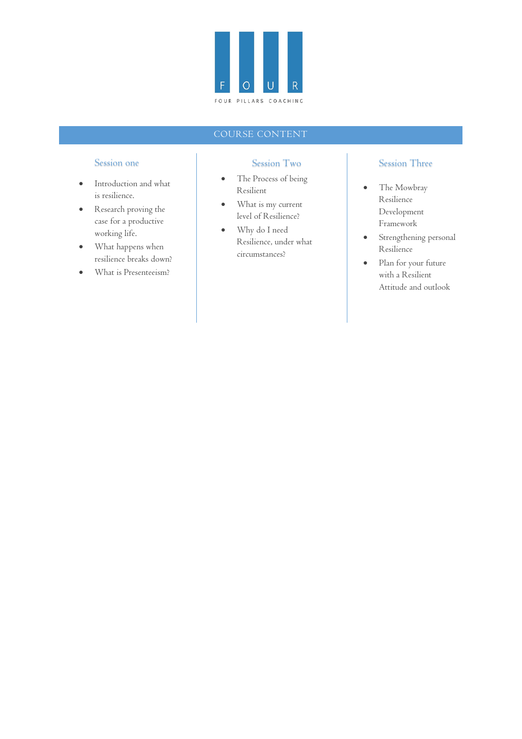F O U R

FOUR PILLARS COACHING

# COURSE CONTENT

## Session one

- Introduction and what is resilience.
- Research proving the case for a productive working life.
- What happens when resilience breaks down?
- What is Presenteeism?

## Session Two

- The Process of being Resilient
- What is my current level of Resilience?
- Why do I need Resilience, under what circumstances?

## Session Three

- The Mowbray Resilience Development Framework
- Strengthening personal Resilience
- Plan for your future with a Resilient Attitude and outlook